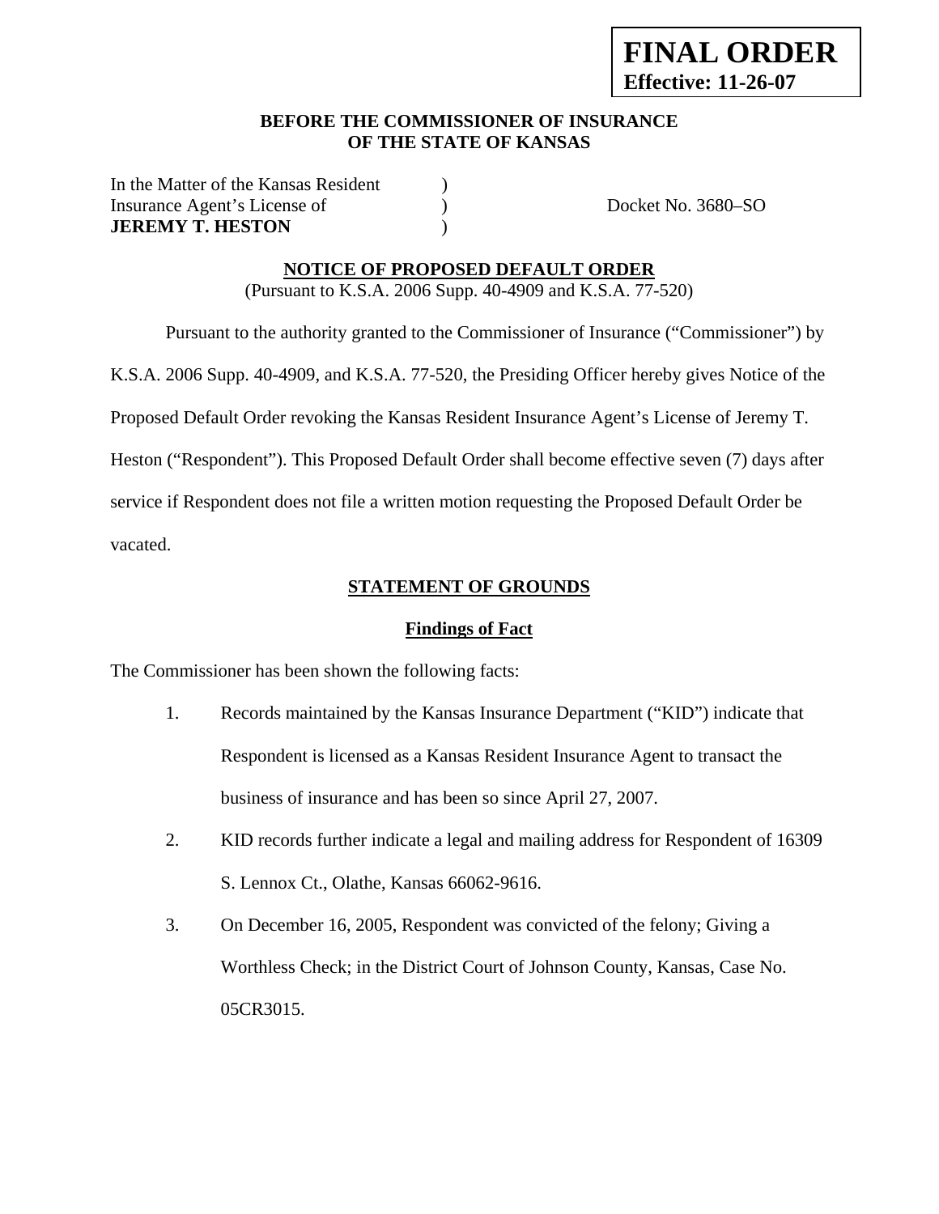**FINAL ORDER**
**Effective: 11-26-07**

**BEFORE THE COMMISSIONER OF INSURANCE**
**OF THE STATE OF KANSAS**

In the Matter of the Kansas Resident )
Insurance Agent's License of ) Docket No. 3680–SO
**JEREMY T. HESTON** )

## NOTICE OF PROPOSED DEFAULT ORDER

(Pursuant to K.S.A. 2006 Supp. 40-4909 and K.S.A. 77-520)

Pursuant to the authority granted to the Commissioner of Insurance ("Commissioner") by K.S.A. 2006 Supp. 40-4909, and K.S.A. 77-520, the Presiding Officer hereby gives Notice of the Proposed Default Order revoking the Kansas Resident Insurance Agent's License of Jeremy T. Heston ("Respondent"). This Proposed Default Order shall become effective seven (7) days after service if Respondent does not file a written motion requesting the Proposed Default Order be vacated.

## STATEMENT OF GROUNDS

### Findings of Fact

The Commissioner has been shown the following facts:

1. Records maintained by the Kansas Insurance Department ("KID") indicate that Respondent is licensed as a Kansas Resident Insurance Agent to transact the business of insurance and has been so since April 27, 2007.
2. KID records further indicate a legal and mailing address for Respondent of 16309 S. Lennox Ct., Olathe, Kansas 66062-9616.
3. On December 16, 2005, Respondent was convicted of the felony; Giving a Worthless Check; in the District Court of Johnson County, Kansas, Case No. 05CR3015.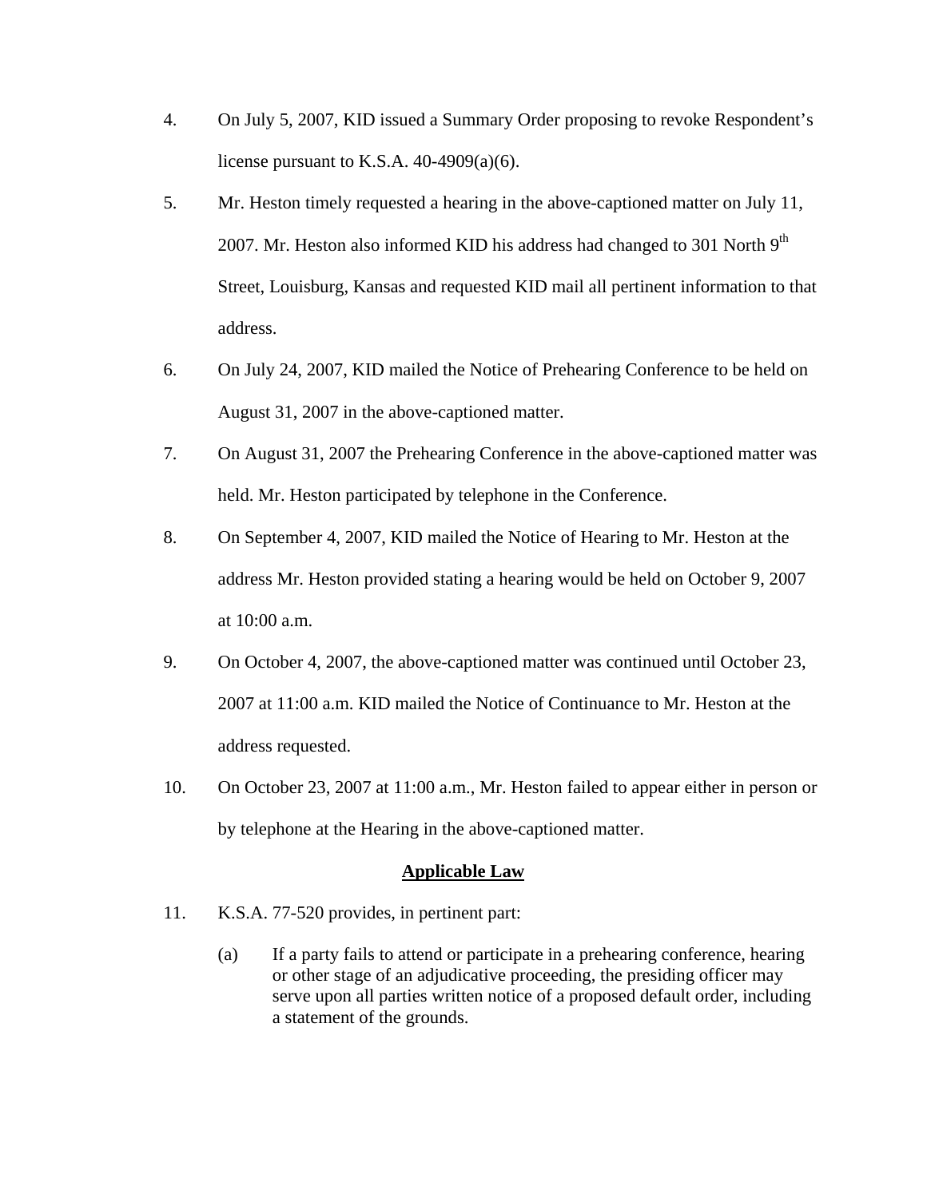4. On July 5, 2007, KID issued a Summary Order proposing to revoke Respondent's license pursuant to K.S.A. 40-4909(a)(6).

5. Mr. Heston timely requested a hearing in the above-captioned matter on July 11, 2007. Mr. Heston also informed KID his address had changed to 301 North 9th Street, Louisburg, Kansas and requested KID mail all pertinent information to that address.

6. On July 24, 2007, KID mailed the Notice of Prehearing Conference to be held on August 31, 2007 in the above-captioned matter.

7. On August 31, 2007 the Prehearing Conference in the above-captioned matter was held. Mr. Heston participated by telephone in the Conference.

8. On September 4, 2007, KID mailed the Notice of Hearing to Mr. Heston at the address Mr. Heston provided stating a hearing would be held on October 9, 2007 at 10:00 a.m.

9. On October 4, 2007, the above-captioned matter was continued until October 23, 2007 at 11:00 a.m. KID mailed the Notice of Continuance to Mr. Heston at the address requested.

10. On October 23, 2007 at 11:00 a.m., Mr. Heston failed to appear either in person or by telephone at the Hearing in the above-captioned matter.

## Applicable Law

11. K.S.A. 77-520 provides, in pertinent part:

    (a) If a party fails to attend or participate in a prehearing conference, hearing or other stage of an adjudicative proceeding, the presiding officer may serve upon all parties written notice of a proposed default order, including a statement of the grounds.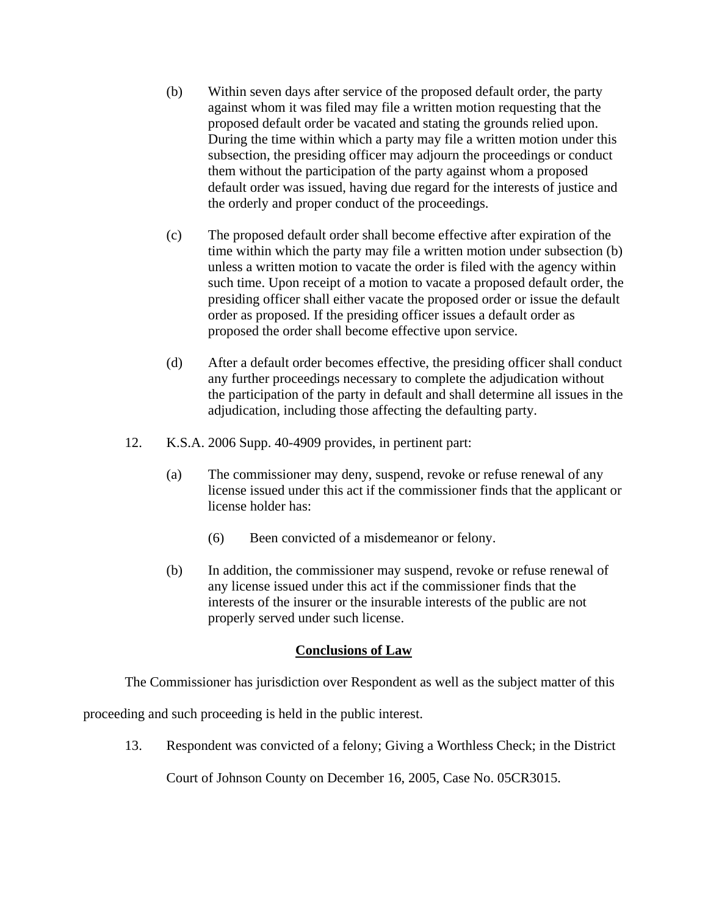(b) Within seven days after service of the proposed default order, the party against whom it was filed may file a written motion requesting that the proposed default order be vacated and stating the grounds relied upon. During the time within which a party may file a written motion under this subsection, the presiding officer may adjourn the proceedings or conduct them without the participation of the party against whom a proposed default order was issued, having due regard for the interests of justice and the orderly and proper conduct of the proceedings.

(c) The proposed default order shall become effective after expiration of the time within which the party may file a written motion under subsection (b) unless a written motion to vacate the order is filed with the agency within such time. Upon receipt of a motion to vacate a proposed default order, the presiding officer shall either vacate the proposed order or issue the default order as proposed. If the presiding officer issues a default order as proposed the order shall become effective upon service.

(d) After a default order becomes effective, the presiding officer shall conduct any further proceedings necessary to complete the adjudication without the participation of the party in default and shall determine all issues in the adjudication, including those affecting the defaulting party.

12. K.S.A. 2006 Supp. 40-4909 provides, in pertinent part:

(a) The commissioner may deny, suspend, revoke or refuse renewal of any license issued under this act if the commissioner finds that the applicant or license holder has:

(6) Been convicted of a misdemeanor or felony.

(b) In addition, the commissioner may suspend, revoke or refuse renewal of any license issued under this act if the commissioner finds that the interests of the insurer or the insurable interests of the public are not properly served under such license.

## Conclusions of Law

The Commissioner has jurisdiction over Respondent as well as the subject matter of this proceeding and such proceeding is held in the public interest.

13. Respondent was convicted of a felony; Giving a Worthless Check; in the District Court of Johnson County on December 16, 2005, Case No. 05CR3015.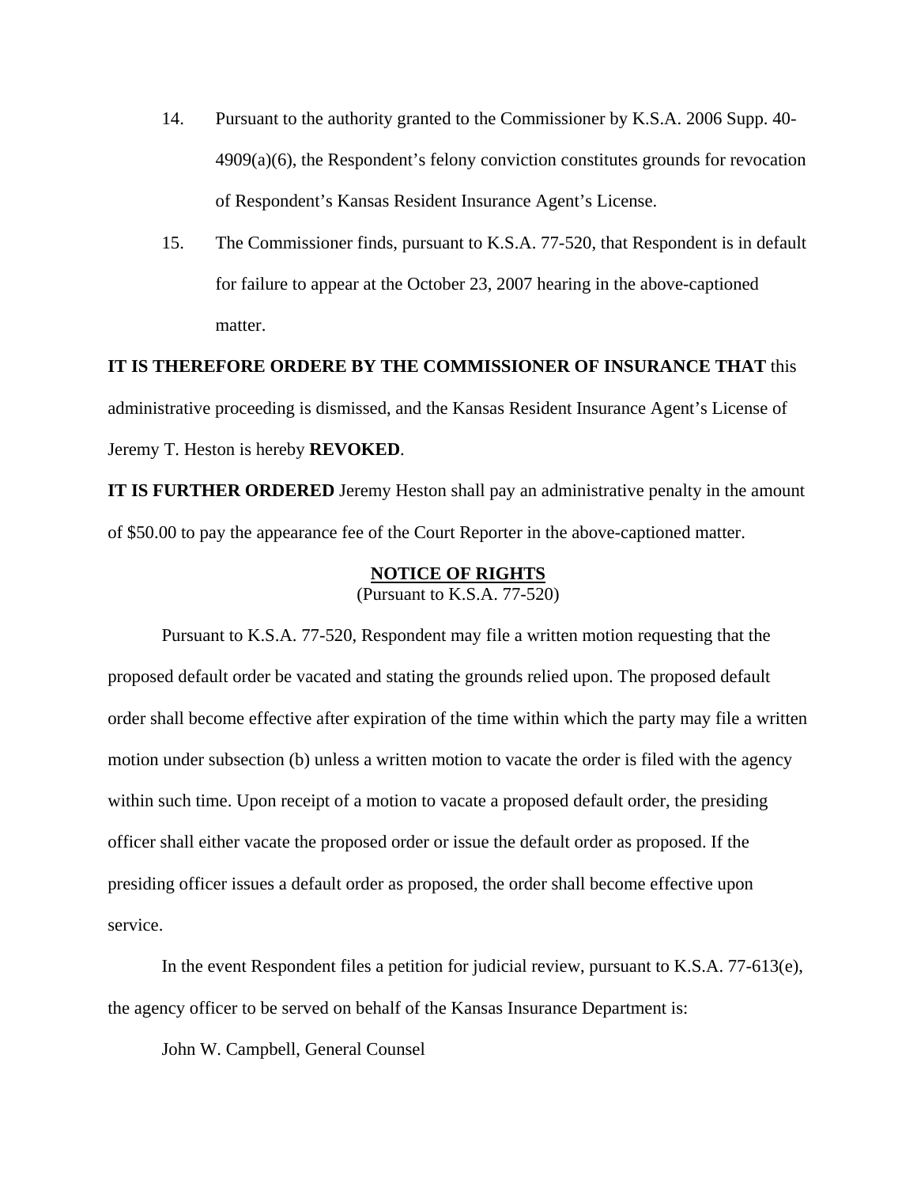14. Pursuant to the authority granted to the Commissioner by K.S.A. 2006 Supp. 40-4909(a)(6), the Respondent's felony conviction constitutes grounds for revocation of Respondent's Kansas Resident Insurance Agent's License.

15. The Commissioner finds, pursuant to K.S.A. 77-520, that Respondent is in default for failure to appear at the October 23, 2007 hearing in the above-captioned matter.

**IT IS THEREFORE ORDERE BY THE COMMISSIONER OF INSURANCE THAT** this administrative proceeding is dismissed, and the Kansas Resident Insurance Agent's License of Jeremy T. Heston is hereby **REVOKED**.

**IT IS FURTHER ORDERED** Jeremy Heston shall pay an administrative penalty in the amount of $50.00 to pay the appearance fee of the Court Reporter in the above-captioned matter.

## NOTICE OF RIGHTS
(Pursuant to K.S.A. 77-520)

Pursuant to K.S.A. 77-520, Respondent may file a written motion requesting that the proposed default order be vacated and stating the grounds relied upon. The proposed default order shall become effective after expiration of the time within which the party may file a written motion under subsection (b) unless a written motion to vacate the order is filed with the agency within such time. Upon receipt of a motion to vacate a proposed default order, the presiding officer shall either vacate the proposed order or issue the default order as proposed. If the presiding officer issues a default order as proposed, the order shall become effective upon service.

In the event Respondent files a petition for judicial review, pursuant to K.S.A. 77-613(e), the agency officer to be served on behalf of the Kansas Insurance Department is:

John W. Campbell, General Counsel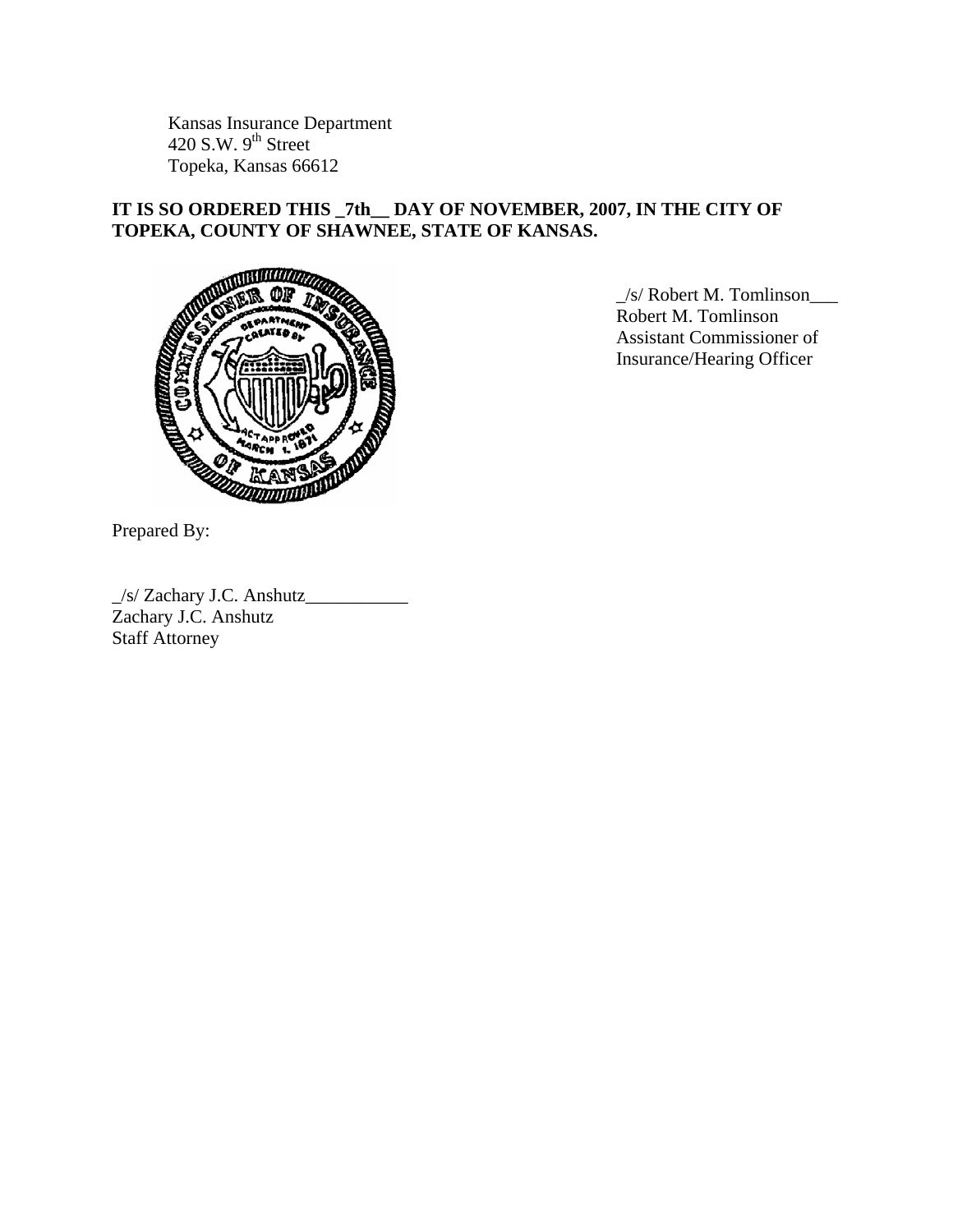Kansas Insurance Department
420 S.W. 9th Street
Topeka, Kansas 66612

**IT IS SO ORDERED THIS _7th__ DAY OF NOVEMBER, 2007, IN THE CITY OF TOPEKA, COUNTY OF SHAWNEE, STATE OF KANSAS.**

_/s/ Robert M. Tomlinson___
Robert M. Tomlinson
Assistant Commissioner of
Insurance/Hearing Officer

Prepared By:

_/s/ Zachary J.C. Anshutz___________
Zachary J.C. Anshutz
Staff Attorney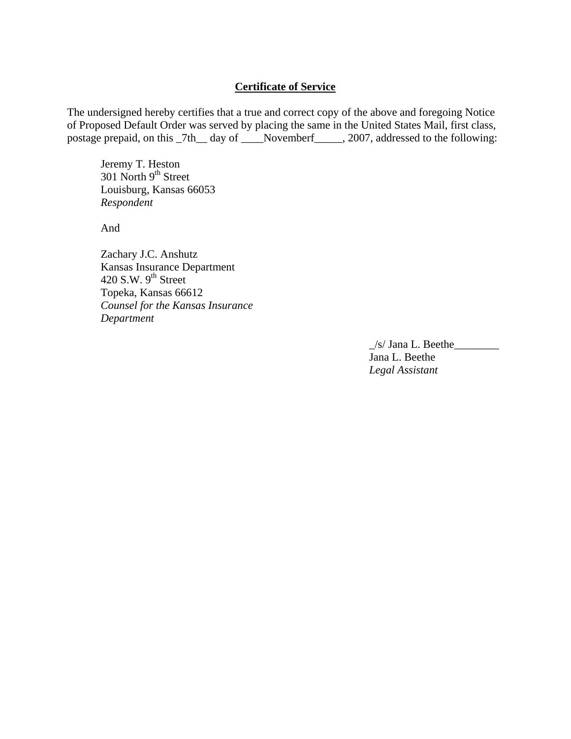## **Certificate of Service**

The undersigned hereby certifies that a true and correct copy of the above and foregoing Notice of Proposed Default Order was served by placing the same in the United States Mail, first class, postage prepaid, on this _7th__ day of ____Novemberf_____, 2007, addressed to the following:

Jeremy T. Heston  
301 North 9th Street  
Louisburg, Kansas 66053  
*Respondent*

And

Zachary J.C. Anshutz  
Kansas Insurance Department  
420 S.W. 9th Street  
Topeka, Kansas 66612  
*Counsel for the Kansas Insurance Department*

_/s/ Jana L. Beethe________  
Jana L. Beethe  
*Legal Assistant*